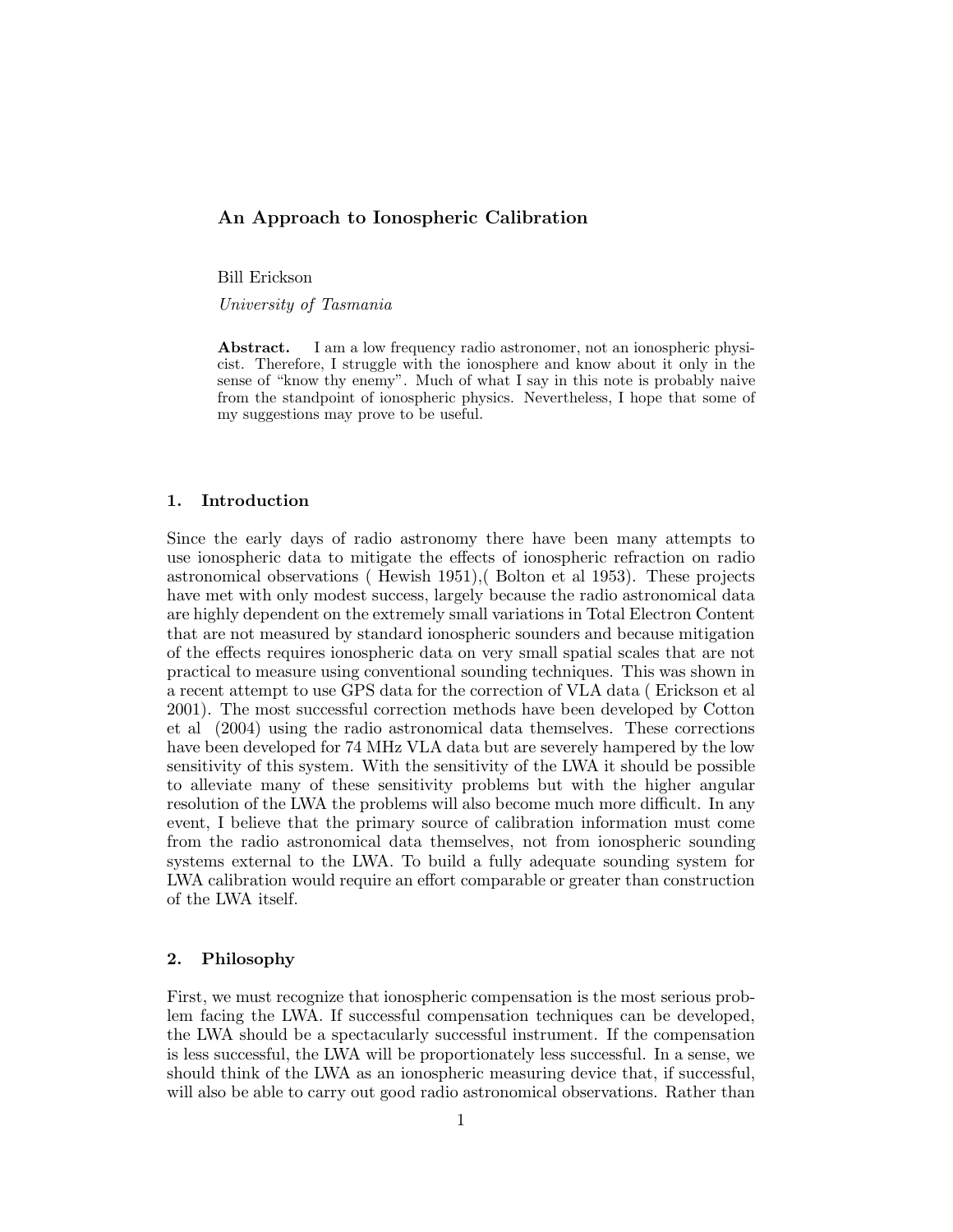# An Approach to Ionospheric Calibration

Bill Erickson

*University of Tasmania*

**Abstract.** I am a low frequency radio astronomer, not an ionospheric physicist. Therefore, I struggle with the ionosphere and know about it only in the sense of "know thy enemy". Much of what I say in this note is probably naive from the standpoint of ionospheric physics. Nevertheless, I hope that some of my suggestions may prove to be useful.

## 1. Introduction

Since the early days of radio astronomy there have been many attempts to use ionospheric data to mitigate the effects of ionospheric refraction on radio astronomical observations ( Hewish 1951),( Bolton et al 1953). These projects have met with only modest success, largely because the radio astronomical data are highly dependent on the extremely small variations in Total Electron Content that are not measured by standard ionospheric sounders and because mitigation of the effects requires ionospheric data on very small spatial scales that are not practical to measure using conventional sounding techniques. This was shown in a recent attempt to use GPS data for the correction of VLA data ( Erickson et al 2001). The most successful correction methods have been developed by Cotton et al (2004) using the radio astronomical data themselves. These corrections have been developed for 74 MHz VLA data but are severely hampered by the low sensitivity of this system. With the sensitivity of the LWA it should be possible to alleviate many of these sensitivity problems but with the higher angular resolution of the LWA the problems will also become much more difficult. In any event, I believe that the primary source of calibration information must come from the radio astronomical data themselves, not from ionospheric sounding systems external to the LWA. To build a fully adequate sounding system for LWA calibration would require an effort comparable or greater than construction of the LWA itself.

## 2. Philosophy

First, we must recognize that ionospheric compensation is the most serious problem facing the LWA. If successful compensation techniques can be developed, the LWA should be a spectacularly successful instrument. If the compensation is less successful, the LWA will be proportionately less successful. In a sense, we should think of the LWA as an ionospheric measuring device that, if successful, will also be able to carry out good radio astronomical observations. Rather than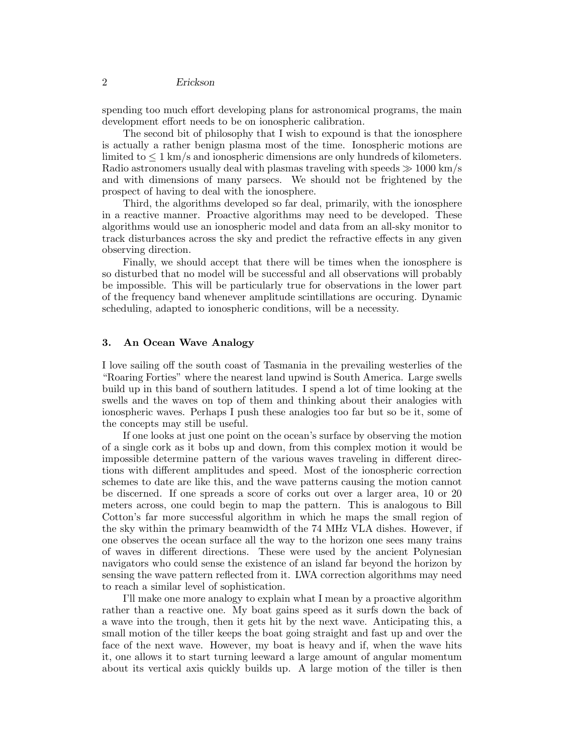spending too much effort developing plans for astronomical programs, the main development effort needs to be on ionospheric calibration.

The second bit of philosophy that I wish to expound is that the ionosphere is actually a rather benign plasma most of the time. Ionospheric motions are limited to $\leq 1$ km/s and ionospheric dimensions are only hundreds of kilometers. Radio astronomers usually deal with plasmas traveling with speeds $\gg 1000$ km/s and with dimensions of many parsecs. We should not be frightened by the prospect of having to deal with the ionosphere.

Third, the algorithms developed so far deal, primarily, with the ionosphere in a reactive manner. Proactive algorithms may need to be developed. These algorithms would use an ionospheric model and data from an all-sky monitor to track disturbances across the sky and predict the refractive effects in any given observing direction.

Finally, we should accept that there will be times when the ionosphere is so disturbed that no model will be successful and all observations will probably be impossible. This will be particularly true for observations in the lower part of the frequency band whenever amplitude scintillations are occuring. Dynamic scheduling, adapted to ionospheric conditions, will be a necessity.

## 3. An Ocean Wave Analogy

I love sailing off the south coast of Tasmania in the prevailing westerlies of the "Roaring Forties" where the nearest land upwind is South America. Large swells build up in this band of southern latitudes. I spend a lot of time looking at the swells and the waves on top of them and thinking about their analogies with ionospheric waves. Perhaps I push these analogies too far but so be it, some of the concepts may still be useful.

If one looks at just one point on the ocean's surface by observing the motion of a single cork as it bobs up and down, from this complex motion it would be impossible determine pattern of the various waves traveling in different directions with different amplitudes and speed. Most of the ionospheric correction schemes to date are like this, and the wave patterns causing the motion cannot be discerned. If one spreads a score of corks out over a larger area, 10 or 20 meters across, one could begin to map the pattern. This is analogous to Bill Cotton's far more successful algorithm in which he maps the small region of the sky within the primary beamwidth of the 74 MHz VLA dishes. However, if one observes the ocean surface all the way to the horizon one sees many trains of waves in different directions. These were used by the ancient Polynesian navigators who could sense the existence of an island far beyond the horizon by sensing the wave pattern reflected from it. LWA correction algorithms may need to reach a similar level of sophistication.

I'll make one more analogy to explain what I mean by a proactive algorithm rather than a reactive one. My boat gains speed as it surfs down the back of a wave into the trough, then it gets hit by the next wave. Anticipating this, a small motion of the tiller keeps the boat going straight and fast up and over the face of the next wave. However, my boat is heavy and if, when the wave hits it, one allows it to start turning leeward a large amount of angular momentum about its vertical axis quickly builds up. A large motion of the tiller is then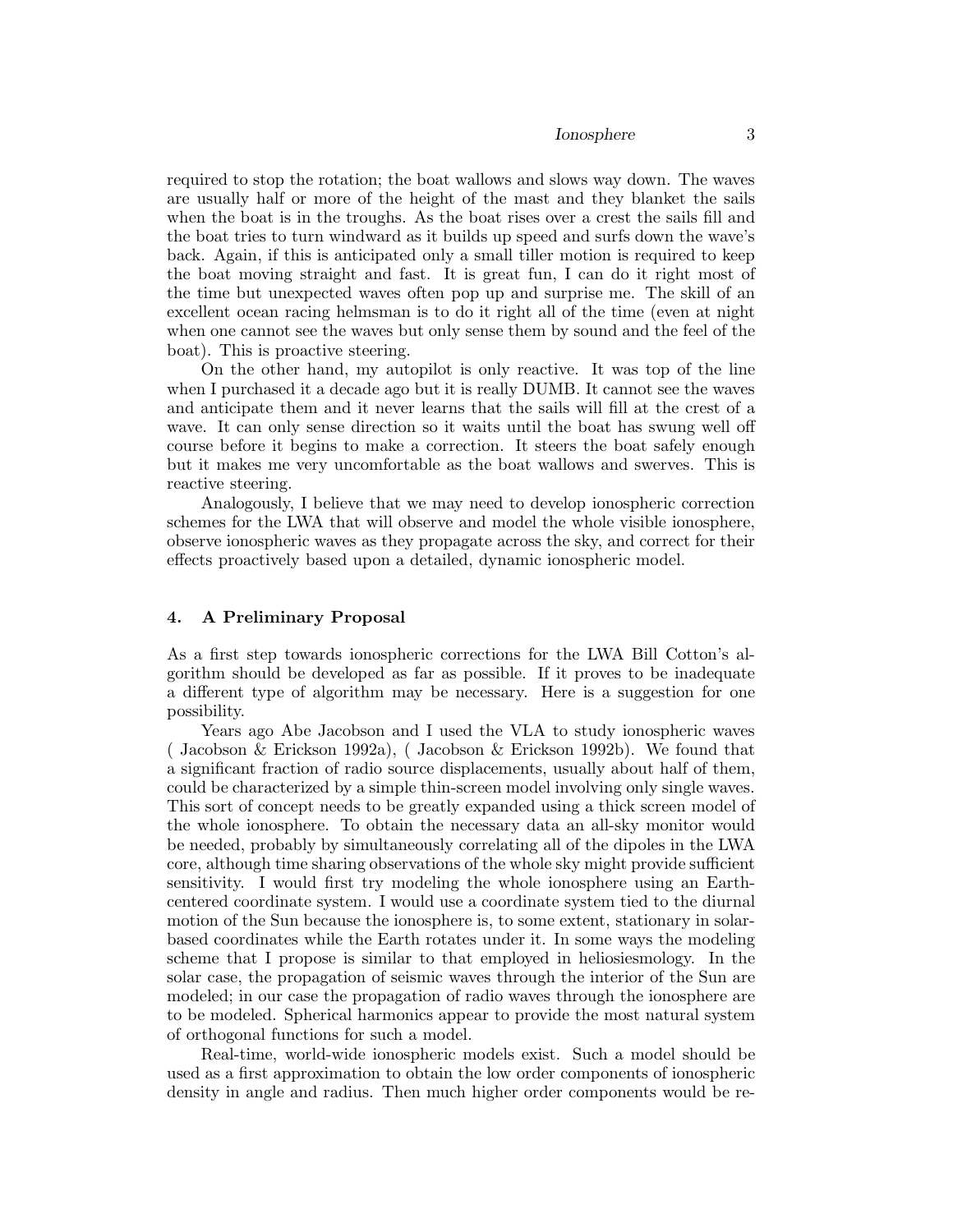required to stop the rotation; the boat wallows and slows way down. The waves are usually half or more of the height of the mast and they blanket the sails when the boat is in the troughs. As the boat rises over a crest the sails fill and the boat tries to turn windward as it builds up speed and surfs down the wave's back. Again, if this is anticipated only a small tiller motion is required to keep the boat moving straight and fast. It is great fun, I can do it right most of the time but unexpected waves often pop up and surprise me. The skill of an excellent ocean racing helmsman is to do it right all of the time (even at night when one cannot see the waves but only sense them by sound and the feel of the boat). This is proactive steering.

On the other hand, my autopilot is only reactive. It was top of the line when I purchased it a decade ago but it is really DUMB. It cannot see the waves and anticipate them and it never learns that the sails will fill at the crest of a wave. It can only sense direction so it waits until the boat has swung well off course before it begins to make a correction. It steers the boat safely enough but it makes me very uncomfortable as the boat wallows and swerves. This is reactive steering.

Analogously, I believe that we may need to develop ionospheric correction schemes for the LWA that will observe and model the whole visible ionosphere, observe ionospheric waves as they propagate across the sky, and correct for their effects proactively based upon a detailed, dynamic ionospheric model.

## 4. A Preliminary Proposal

As a first step towards ionospheric corrections for the LWA Bill Cotton's algorithm should be developed as far as possible. If it proves to be inadequate a different type of algorithm may be necessary. Here is a suggestion for one possibility.

Years ago Abe Jacobson and I used the VLA to study ionospheric waves ( Jacobson & Erickson 1992a), ( Jacobson & Erickson 1992b). We found that a significant fraction of radio source displacements, usually about half of them, could be characterized by a simple thin-screen model involving only single waves. This sort of concept needs to be greatly expanded using a thick screen model of the whole ionosphere. To obtain the necessary data an all-sky monitor would be needed, probably by simultaneously correlating all of the dipoles in the LWA core, although time sharing observations of the whole sky might provide sufficient sensitivity. I would first try modeling the whole ionosphere using an Earth-centered coordinate system. I would use a coordinate system tied to the diurnal motion of the Sun because the ionosphere is, to some extent, stationary in solar-based coordinates while the Earth rotates under it. In some ways the modeling scheme that I propose is similar to that employed in heliosiesmology. In the solar case, the propagation of seismic waves through the interior of the Sun are modeled; in our case the propagation of radio waves through the ionosphere are to be modeled. Spherical harmonics appear to provide the most natural system of orthogonal functions for such a model.

Real-time, world-wide ionospheric models exist. Such a model should be used as a first approximation to obtain the low order components of ionospheric density in angle and radius. Then much higher order components would be re-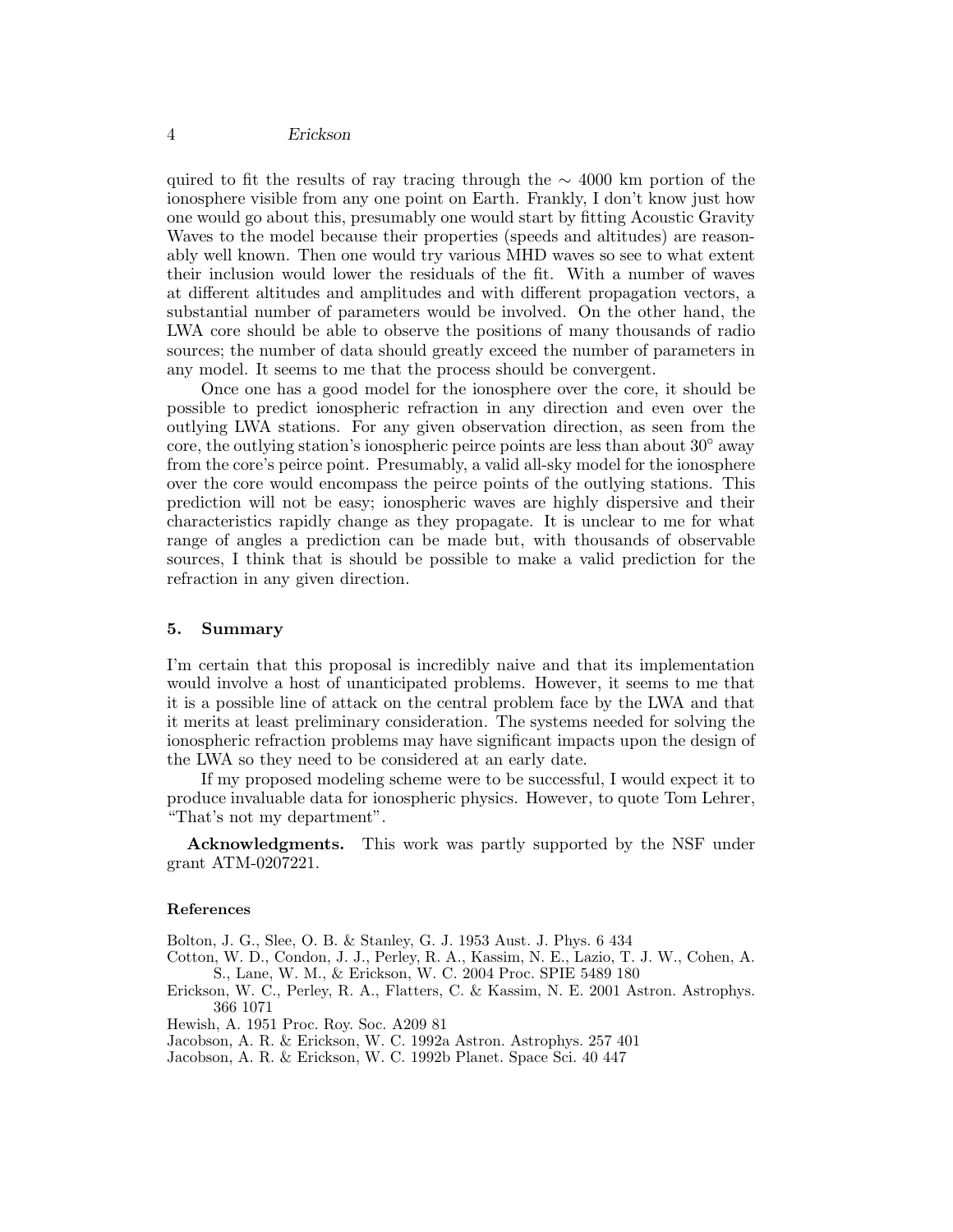quired to fit the results of ray tracing through the $\sim$ 4000 km portion of the ionosphere visible from any one point on Earth. Frankly, I don't know just how one would go about this, presumably one would start by fitting Acoustic Gravity Waves to the model because their properties (speeds and altitudes) are reasonably well known. Then one would try various MHD waves so see to what extent their inclusion would lower the residuals of the fit. With a number of waves at different altitudes and amplitudes and with different propagation vectors, a substantial number of parameters would be involved. On the other hand, the LWA core should be able to observe the positions of many thousands of radio sources; the number of data should greatly exceed the number of parameters in any model. It seems to me that the process should be convergent.

Once one has a good model for the ionosphere over the core, it should be possible to predict ionospheric refraction in any direction and even over the outlying LWA stations. For any given observation direction, as seen from the core, the outlying station's ionospheric peirce points are less than about 30° away from the core's peirce point. Presumably, a valid all-sky model for the ionosphere over the core would encompass the peirce points of the outlying stations. This prediction will not be easy; ionospheric waves are highly dispersive and their characteristics rapidly change as they propagate. It is unclear to me for what range of angles a prediction can be made but, with thousands of observable sources, I think that is should be possible to make a valid prediction for the refraction in any given direction.

## 5. Summary

I'm certain that this proposal is incredibly naive and that its implementation would involve a host of unanticipated problems. However, it seems to me that it is a possible line of attack on the central problem face by the LWA and that it merits at least preliminary consideration. The systems needed for solving the ionospheric refraction problems may have significant impacts upon the design of the LWA so they need to be considered at an early date.

If my proposed modeling scheme were to be successful, I would expect it to produce invaluable data for ionospheric physics. However, to quote Tom Lehrer, "That's not my department".

**Acknowledgments.** This work was partly supported by the NSF under grant ATM-0207221.

### References

Bolton, J. G., Slee, O. B. & Stanley, G. J. 1953 Aust. J. Phys. 6 434

Cotton, W. D., Condon, J. J., Perley, R. A., Kassim, N. E., Lazio, T. J. W., Cohen, A. S., Lane, W. M., & Erickson, W. C. 2004 Proc. SPIE 5489 180

Erickson, W. C., Perley, R. A., Flatters, C. & Kassim, N. E. 2001 Astron. Astrophys. 366 1071

Hewish, A. 1951 Proc. Roy. Soc. A209 81

Jacobson, A. R. & Erickson, W. C. 1992a Astron. Astrophys. 257 401

Jacobson, A. R. & Erickson, W. C. 1992b Planet. Space Sci. 40 447